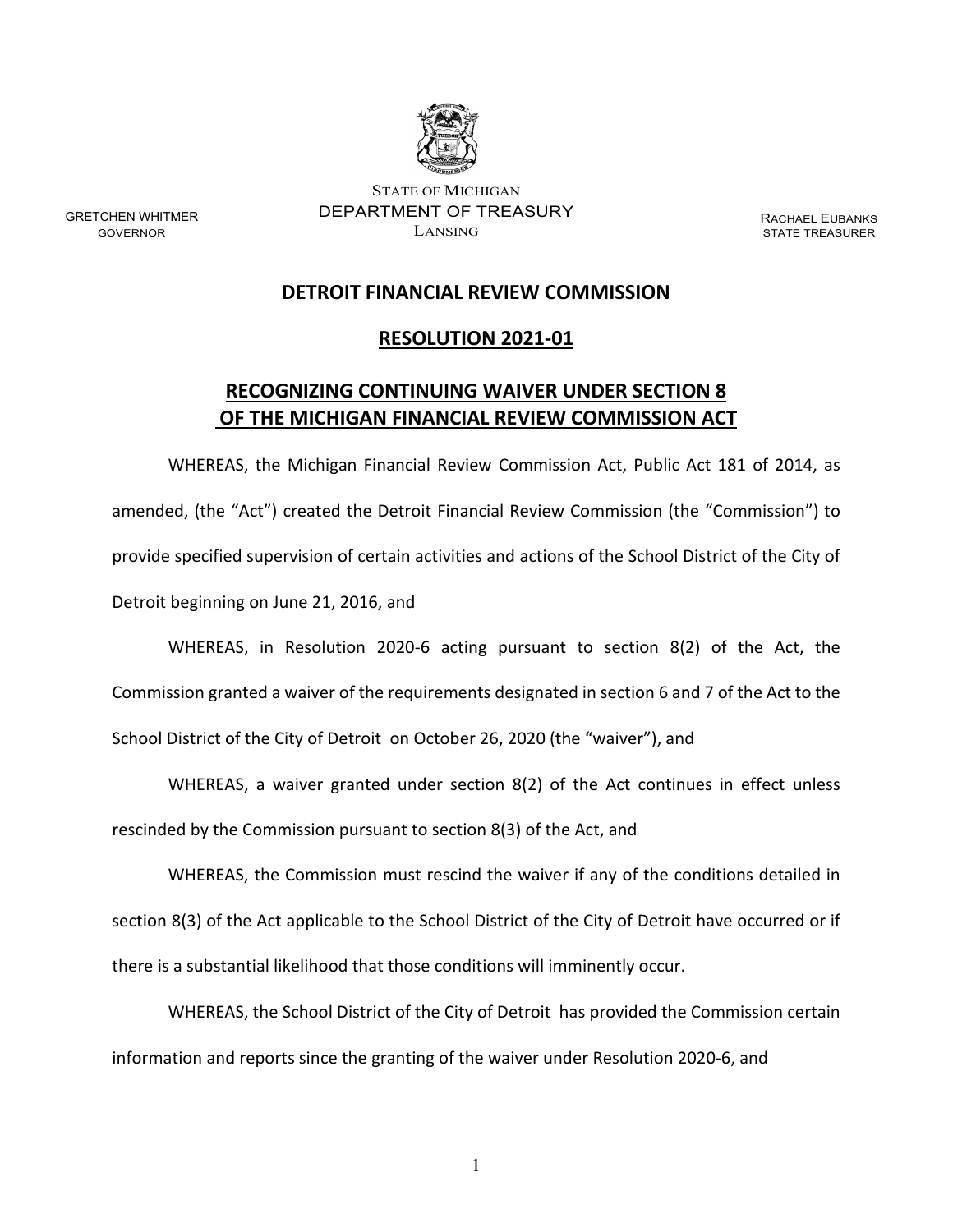GRETCHEN WHITMER
GOVERNOR

STATE OF MICHIGAN
DEPARTMENT OF TREASURY
LANSING

RACHAEL EUBANKS
STATE TREASURER

## DETROIT FINANCIAL REVIEW COMMISSION

## RESOLUTION 2021-01

## RECOGNIZING CONTINUING WAIVER UNDER SECTION 8 OF THE MICHIGAN FINANCIAL REVIEW COMMISSION ACT

WHEREAS, the Michigan Financial Review Commission Act, Public Act 181 of 2014, as amended, (the "Act") created the Detroit Financial Review Commission (the "Commission") to provide specified supervision of certain activities and actions of the School District of the City of Detroit beginning on June 21, 2016, and

WHEREAS, in Resolution 2020-6 acting pursuant to section 8(2) of the Act, the Commission granted a waiver of the requirements designated in section 6 and 7 of the Act to the School District of the City of Detroit on October 26, 2020 (the "waiver"), and

WHEREAS, a waiver granted under section 8(2) of the Act continues in effect unless rescinded by the Commission pursuant to section 8(3) of the Act, and

WHEREAS, the Commission must rescind the waiver if any of the conditions detailed in section 8(3) of the Act applicable to the School District of the City of Detroit have occurred or if there is a substantial likelihood that those conditions will imminently occur.

WHEREAS, the School District of the City of Detroit has provided the Commission certain information and reports since the granting of the waiver under Resolution 2020-6, and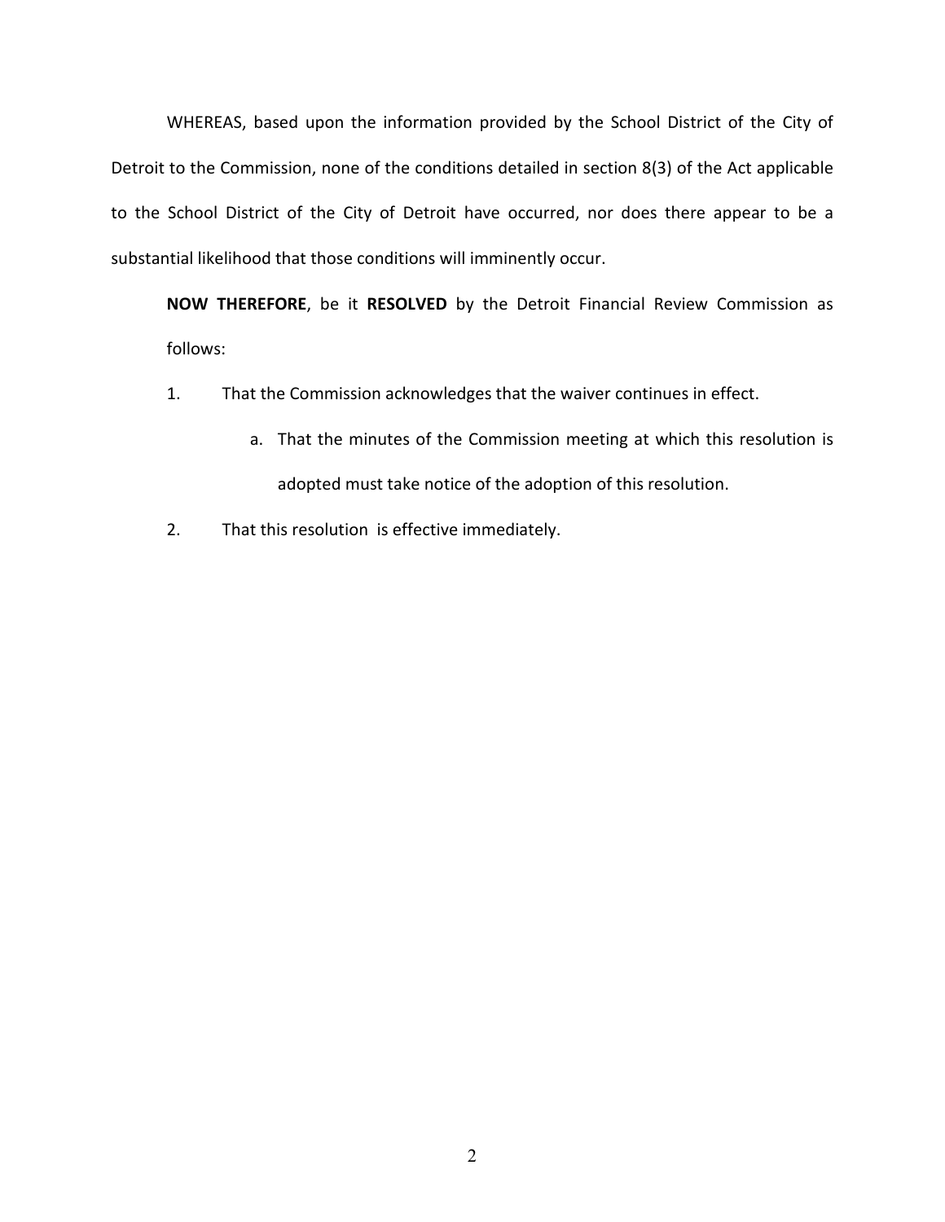WHEREAS, based upon the information provided by the School District of the City of Detroit to the Commission, none of the conditions detailed in section 8(3) of the Act applicable to the School District of the City of Detroit have occurred, nor does there appear to be a substantial likelihood that those conditions will imminently occur.

**NOW THEREFORE**, be it **RESOLVED** by the Detroit Financial Review Commission as follows:

1. That the Commission acknowledges that the waiver continues in effect.
   a. That the minutes of the Commission meeting at which this resolution is adopted must take notice of the adoption of this resolution.
2. That this resolution is effective immediately.